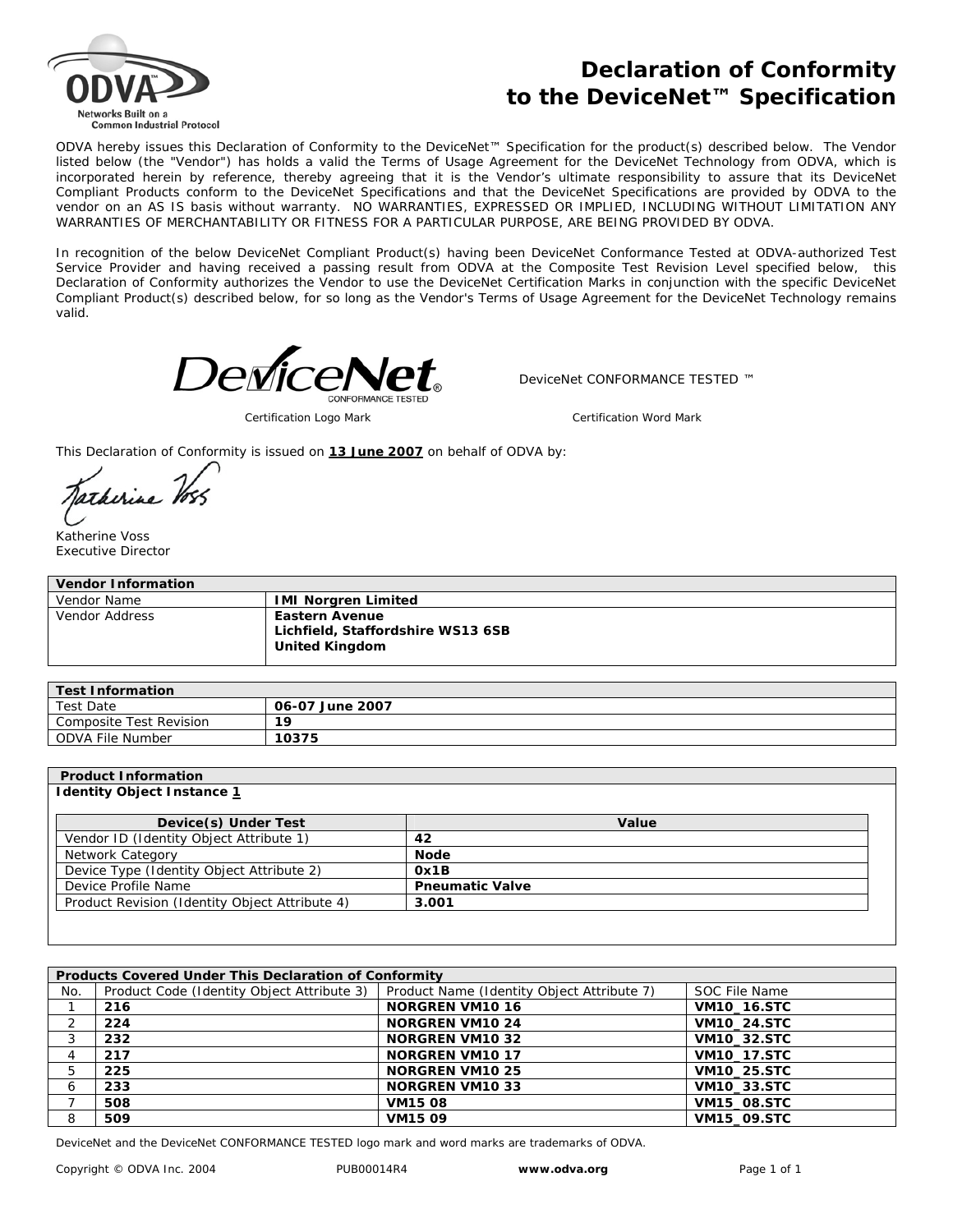# Declaration of Conformity to the DeviceNet™ Specification

ODVA hereby issues this Declaration of Conformity to the DeviceNet™ Specification for the product(s) described below. The Vendor listed below (the "Vendor") has holds a valid the Terms of Usage Agreement for the DeviceNet Technology from ODVA, which is incorporated herein by reference, thereby agreeing that it is the Vendor's ultimate responsibility to assure that its DeviceNet Compliant Products conform to the DeviceNet Specifications and that the DeviceNet Specifications are provided by ODVA to the vendor on an AS IS basis without warranty. NO WARRANTIES, EXPRESSED OR IMPLIED, INCLUDING WITHOUT LIMITATION ANY WARRANTIES OF MERCHANTABILITY OR FITNESS FOR A PARTICULAR PURPOSE, ARE BEING PROVIDED BY ODVA.

In recognition of the below DeviceNet Compliant Product(s) having been DeviceNet Conformance Tested at ODVA-authorized Test Service Provider and having received a passing result from ODVA at the Composite Test Revision Level specified below, this Declaration of Conformity authorizes the Vendor to use the DeviceNet Certification Marks in conjunction with the specific DeviceNet Compliant Product(s) described below, for so long as the Vendor's Terms of Usage Agreement for the DeviceNet Technology remains valid.

DeviceNet CONFORMANCE TESTED ™

Certification Logo Mark — Certification Word Mark

This Declaration of Conformity is issued on **13 June 2007** on behalf of ODVA by:

Katherine Voss
Executive Director

| Vendor Information | |
|---|---|
| Vendor Name | **IMI Norgren Limited** |
| Vendor Address | **Eastern Avenue**<br>**Lichfield, Staffordshire WS13 6SB**<br>**United Kingdom** |

| Test Information | |
|---|---|
| Test Date | **06-07 June 2007** |
| Composite Test Revision | **19** |
| ODVA File Number | **10375** |

**Product Information**

**Identity Object Instance 1**

| Device(s) Under Test | Value |
|---|---|
| Vendor ID (Identity Object Attribute 1) | **42** |
| Network Category | **Node** |
| Device Type (Identity Object Attribute 2) | **0x1B** |
| Device Profile Name | **Pneumatic Valve** |
| Product Revision (Identity Object Attribute 4) | **3.001** |

**Products Covered Under This Declaration of Conformity**

| No. | Product Code (Identity Object Attribute 3) | Product Name (Identity Object Attribute 7) | SOC File Name |
|---|---|---|---|
| 1 | **216** | **NORGREN VM10 16** | **VM10_16.STC** |
| 2 | **224** | **NORGREN VM10 24** | **VM10_24.STC** |
| 3 | **232** | **NORGREN VM10 32** | **VM10_32.STC** |
| 4 | **217** | **NORGREN VM10 17** | **VM10_17.STC** |
| 5 | **225** | **NORGREN VM10 25** | **VM10_25.STC** |
| 6 | **233** | **NORGREN VM10 33** | **VM10_33.STC** |
| 7 | **508** | **VM15 08** | **VM15_08.STC** |
| 8 | **509** | **VM15 09** | **VM15_09.STC** |

DeviceNet and the DeviceNet CONFORMANCE TESTED logo mark and word marks are trademarks of ODVA.

Copyright © ODVA Inc. 2004 PUB00014R4 **www.odva.org**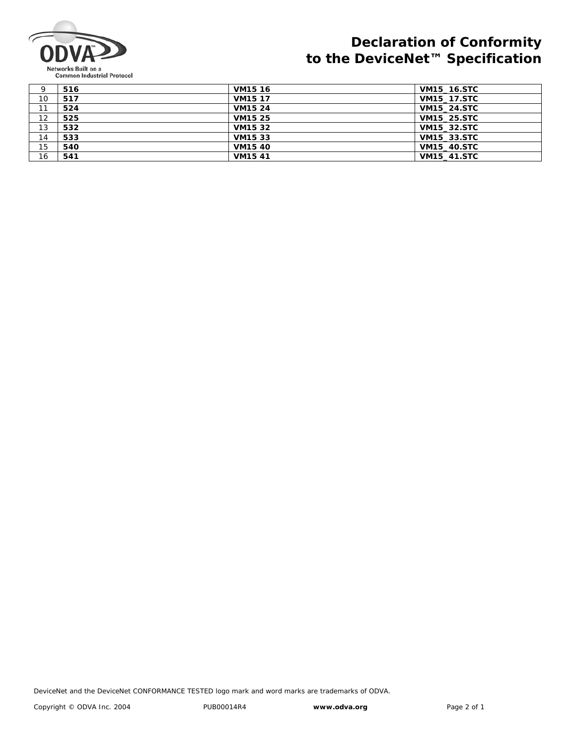| | | | |
|---|---|---|---|
| 9 | **516** | **VM15 16** | **VM15_16.STC** |
| 10 | **517** | **VM15 17** | **VM15_17.STC** |
| 11 | **524** | **VM15 24** | **VM15_24.STC** |
| 12 | **525** | **VM15 25** | **VM15_25.STC** |
| 13 | **532** | **VM15 32** | **VM15_32.STC** |
| 14 | **533** | **VM15 33** | **VM15_33.STC** |
| 15 | **540** | **VM15 40** | **VM15_40.STC** |
| 16 | **541** | **VM15 41** | **VM15_41.STC** |

DeviceNet and the DeviceNet CONFORMANCE TESTED logo mark and word marks are trademarks of ODVA.